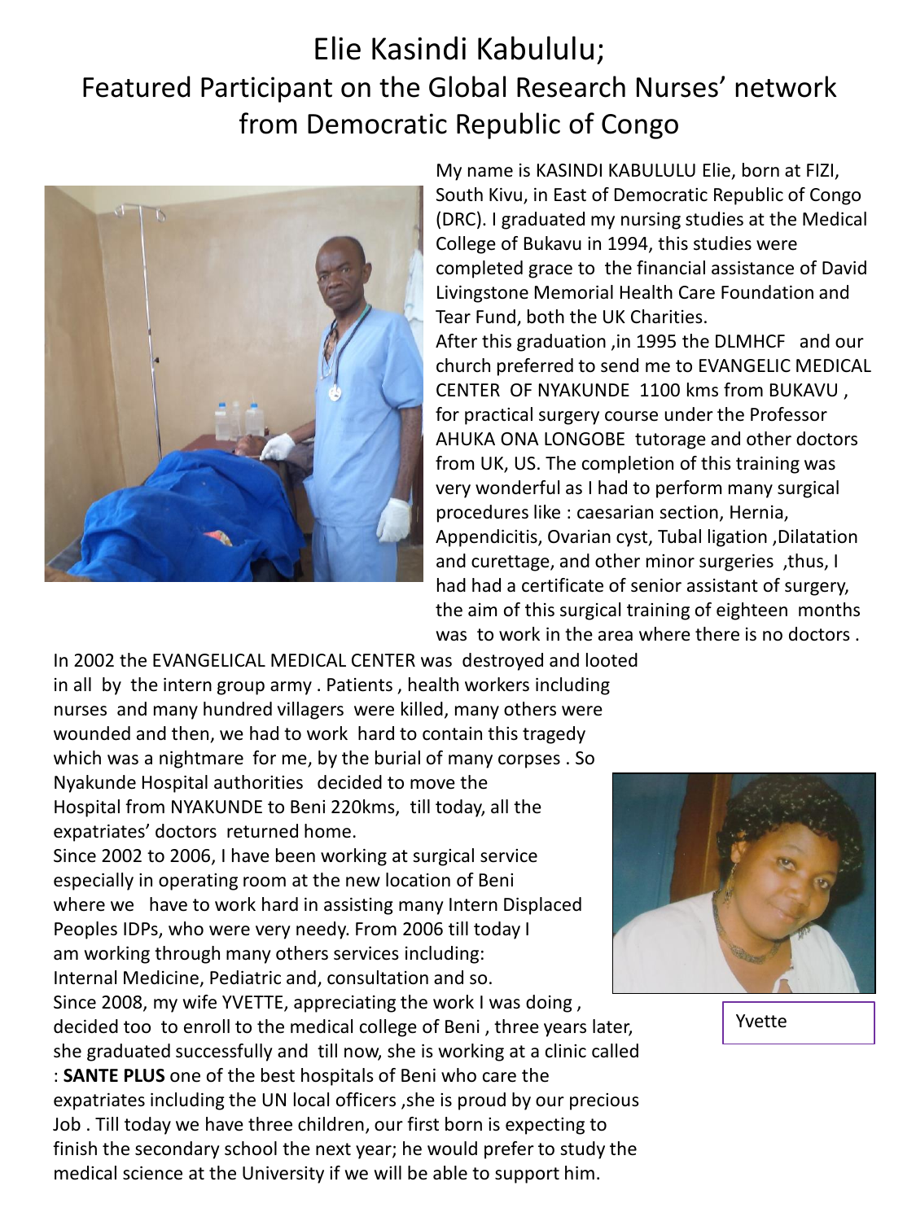# Elie Kasindi Kabululu;
## Featured Participant on the Global Research Nurses' network from Democratic Republic of Congo

My name is KASINDI KABULULU Elie, born at FIZI, South Kivu, in East of Democratic Republic of Congo (DRC). I graduated my nursing studies at the Medical College of Bukavu in 1994, this studies were completed grace to the financial assistance of David Livingstone Memorial Health Care Foundation and Tear Fund, both the UK Charities.

After this graduation ,in 1995 the DLMHCF and our church preferred to send me to EVANGELIC MEDICAL CENTER OF NYAKUNDE 1100 kms from BUKAVU , for practical surgery course under the Professor AHUKA ONA LONGOBE tutorage and other doctors from UK, US. The completion of this training was very wonderful as I had to perform many surgical procedures like : caesarian section, Hernia, Appendicitis, Ovarian cyst, Tubal ligation ,Dilatation and curettage, and other minor surgeries ,thus, I had had a certificate of senior assistant of surgery, the aim of this surgical training of eighteen months was to work in the area where there is no doctors .

In 2002 the EVANGELICAL MEDICAL CENTER was destroyed and looted in all by the intern group army . Patients , health workers including nurses and many hundred villagers were killed, many others were wounded and then, we had to work hard to contain this tragedy which was a nightmare for me, by the burial of many corpses . So Nyakunde Hospital authorities decided to move the Hospital from NYAKUNDE to Beni 220kms, till today, all the expatriates' doctors returned home.

Since 2002 to 2006, I have been working at surgical service especially in operating room at the new location of Beni where we have to work hard in assisting many Intern Displaced Peoples IDPs, who were very needy. From 2006 till today I am working through many others services including: Internal Medicine, Pediatric and, consultation and so.

Since 2008, my wife YVETTE, appreciating the work I was doing , decided too to enroll to the medical college of Beni , three years later, she graduated successfully and till now, she is working at a clinic called : **SANTE PLUS** one of the best hospitals of Beni who care the expatriates including the UN local officers ,she is proud by our precious Job . Till today we have three children, our first born is expecting to finish the secondary school the next year; he would prefer to study the medical science at the University if we will be able to support him.

Yvette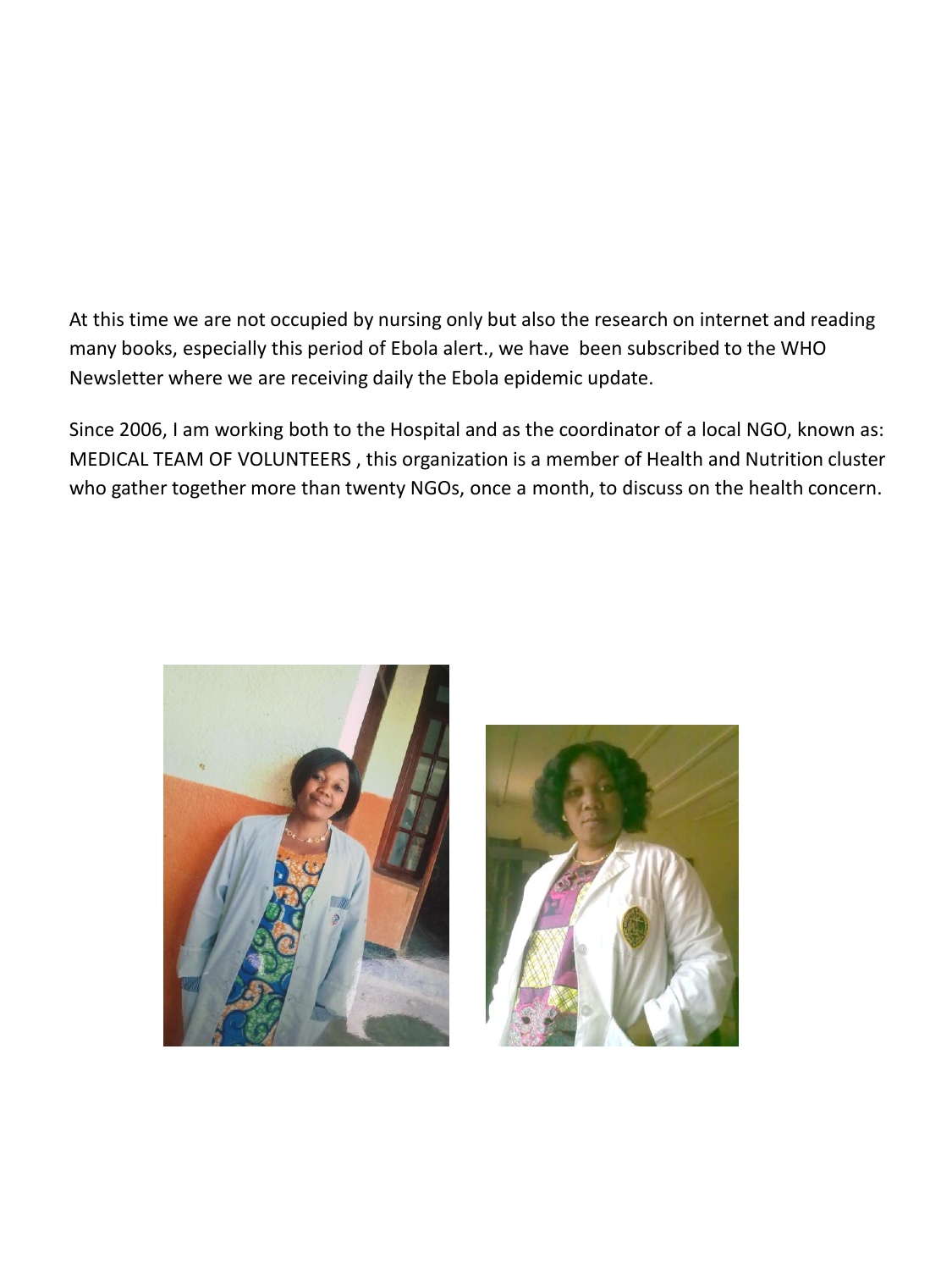At this time we are not occupied by nursing only but also the research on internet and reading many books, especially this period of Ebola alert., we have been subscribed to the WHO Newsletter where we are receiving daily the Ebola epidemic update.

Since 2006, I am working both to the Hospital and as the coordinator of a local NGO, known as: MEDICAL TEAM OF VOLUNTEERS , this organization is a member of Health and Nutrition cluster who gather together more than twenty NGOs, once a month, to discuss on the health concern.